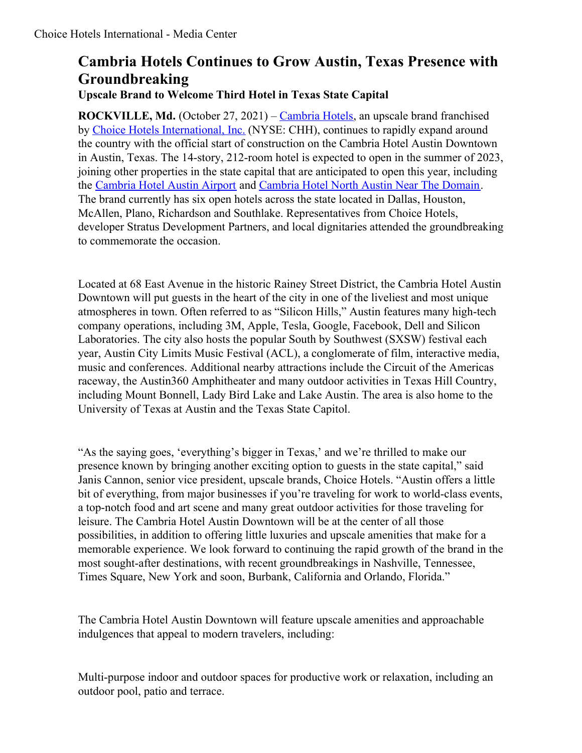# Cambria Hotels Continues to Grow Austin, Texas Presence with Groundbreaking

### Upscale Brand to Welcome Third Hotel in Texas State Capital

**ROCKVILLE, Md.** (October 27, 2021) – Cambria Hotels, an upscale brand franchised by Choice Hotels International, Inc. (NYSE: CHH), continues to rapidly expand around the country with the official start of construction on the Cambria Hotel Austin Downtown in Austin, Texas. The 14-story, 212-room hotel is expected to open in the summer of 2023, joining other properties in the state capital that are anticipated to open this year, including the Cambria Hotel Austin Airport and Cambria Hotel North Austin Near The Domain. The brand currently has six open hotels across the state located in Dallas, Houston, McAllen, Plano, Richardson and Southlake. Representatives from Choice Hotels, developer Stratus Development Partners, and local dignitaries attended the groundbreaking to commemorate the occasion.

Located at 68 East Avenue in the historic Rainey Street District, the Cambria Hotel Austin Downtown will put guests in the heart of the city in one of the liveliest and most unique atmospheres in town. Often referred to as "Silicon Hills," Austin features many high-tech company operations, including 3M, Apple, Tesla, Google, Facebook, Dell and Silicon Laboratories. The city also hosts the popular South by Southwest (SXSW) festival each year, Austin City Limits Music Festival (ACL), a conglomerate of film, interactive media, music and conferences. Additional nearby attractions include the Circuit of the Americas raceway, the Austin360 Amphitheater and many outdoor activities in Texas Hill Country, including Mount Bonnell, Lady Bird Lake and Lake Austin. The area is also home to the University of Texas at Austin and the Texas State Capitol.

"As the saying goes, 'everything's bigger in Texas,' and we're thrilled to make our presence known by bringing another exciting option to guests in the state capital," said Janis Cannon, senior vice president, upscale brands, Choice Hotels. "Austin offers a little bit of everything, from major businesses if you're traveling for work to world-class events, a top-notch food and art scene and many great outdoor activities for those traveling for leisure. The Cambria Hotel Austin Downtown will be at the center of all those possibilities, in addition to offering little luxuries and upscale amenities that make for a memorable experience. We look forward to continuing the rapid growth of the brand in the most sought-after destinations, with recent groundbreakings in Nashville, Tennessee, Times Square, New York and soon, Burbank, California and Orlando, Florida."

The Cambria Hotel Austin Downtown will feature upscale amenities and approachable indulgences that appeal to modern travelers, including:

Multi-purpose indoor and outdoor spaces for productive work or relaxation, including an outdoor pool, patio and terrace.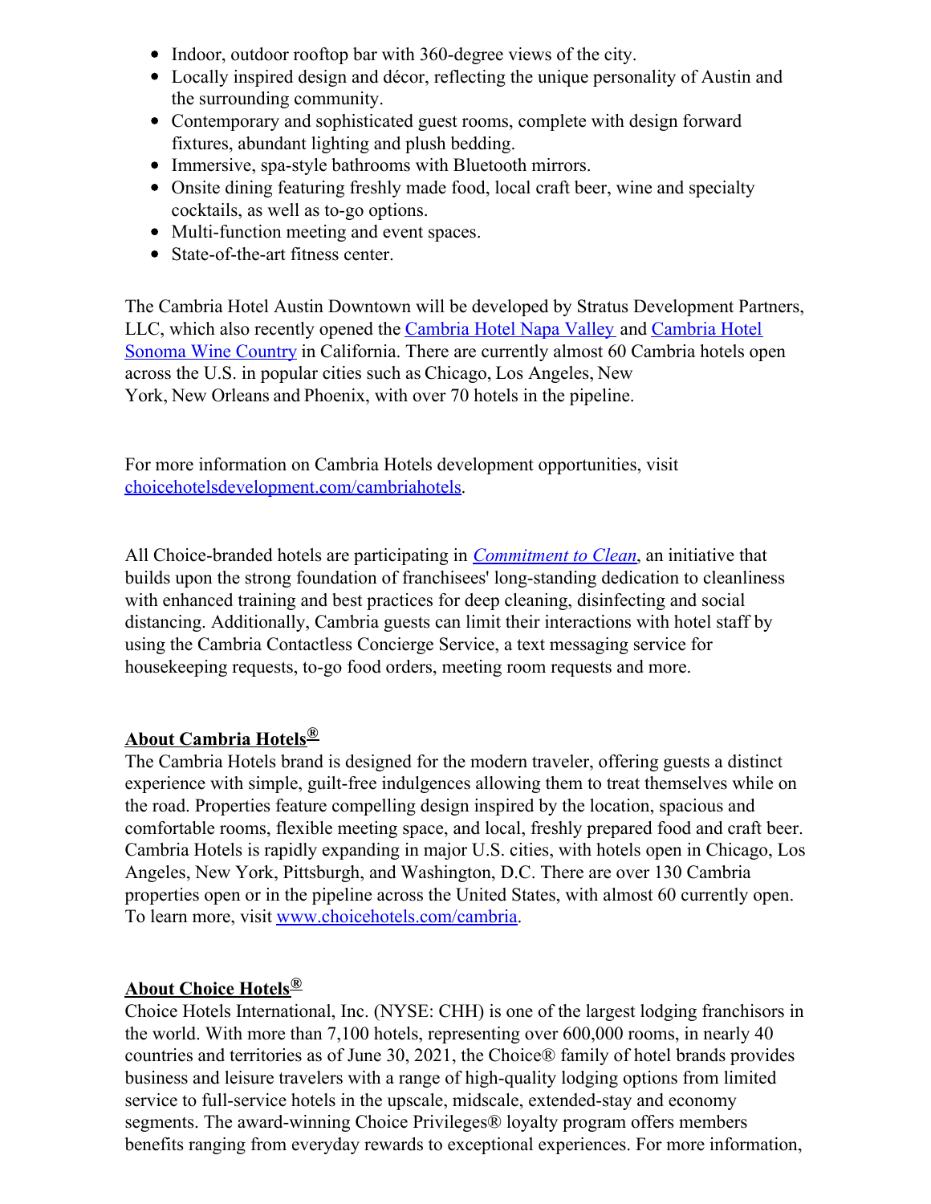- Indoor, outdoor rooftop bar with 360-degree views of the city.
- Locally inspired design and décor, reflecting the unique personality of Austin and the surrounding community.
- Contemporary and sophisticated guest rooms, complete with design forward fixtures, abundant lighting and plush bedding.
- Immersive, spa-style bathrooms with Bluetooth mirrors.
- Onsite dining featuring freshly made food, local craft beer, wine and specialty cocktails, as well as to-go options.
- Multi-function meeting and event spaces.
- State-of-the-art fitness center.

The Cambria Hotel Austin Downtown will be developed by Stratus Development Partners, LLC, which also recently opened the Cambria Hotel Napa Valley and Cambria Hotel Sonoma Wine Country in California. There are currently almost 60 Cambria hotels open across the U.S. in popular cities such as Chicago, Los Angeles, New York, New Orleans and Phoenix, with over 70 hotels in the pipeline.

For more information on Cambria Hotels development opportunities, visit choicehotelsdevelopment.com/cambriahotels.

All Choice-branded hotels are participating in *Commitment to Clean*, an initiative that builds upon the strong foundation of franchisees' long-standing dedication to cleanliness with enhanced training and best practices for deep cleaning, disinfecting and social distancing. Additionally, Cambria guests can limit their interactions with hotel staff by using the Cambria Contactless Concierge Service, a text messaging service for housekeeping requests, to-go food orders, meeting room requests and more.

**About Cambria Hotels®**

The Cambria Hotels brand is designed for the modern traveler, offering guests a distinct experience with simple, guilt-free indulgences allowing them to treat themselves while on the road. Properties feature compelling design inspired by the location, spacious and comfortable rooms, flexible meeting space, and local, freshly prepared food and craft beer. Cambria Hotels is rapidly expanding in major U.S. cities, with hotels open in Chicago, Los Angeles, New York, Pittsburgh, and Washington, D.C. There are over 130 Cambria properties open or in the pipeline across the United States, with almost 60 currently open. To learn more, visit www.choicehotels.com/cambria.

**About Choice Hotels®**

Choice Hotels International, Inc. (NYSE: CHH) is one of the largest lodging franchisors in the world. With more than 7,100 hotels, representing over 600,000 rooms, in nearly 40 countries and territories as of June 30, 2021, the Choice® family of hotel brands provides business and leisure travelers with a range of high-quality lodging options from limited service to full-service hotels in the upscale, midscale, extended-stay and economy segments. The award-winning Choice Privileges® loyalty program offers members benefits ranging from everyday rewards to exceptional experiences. For more information,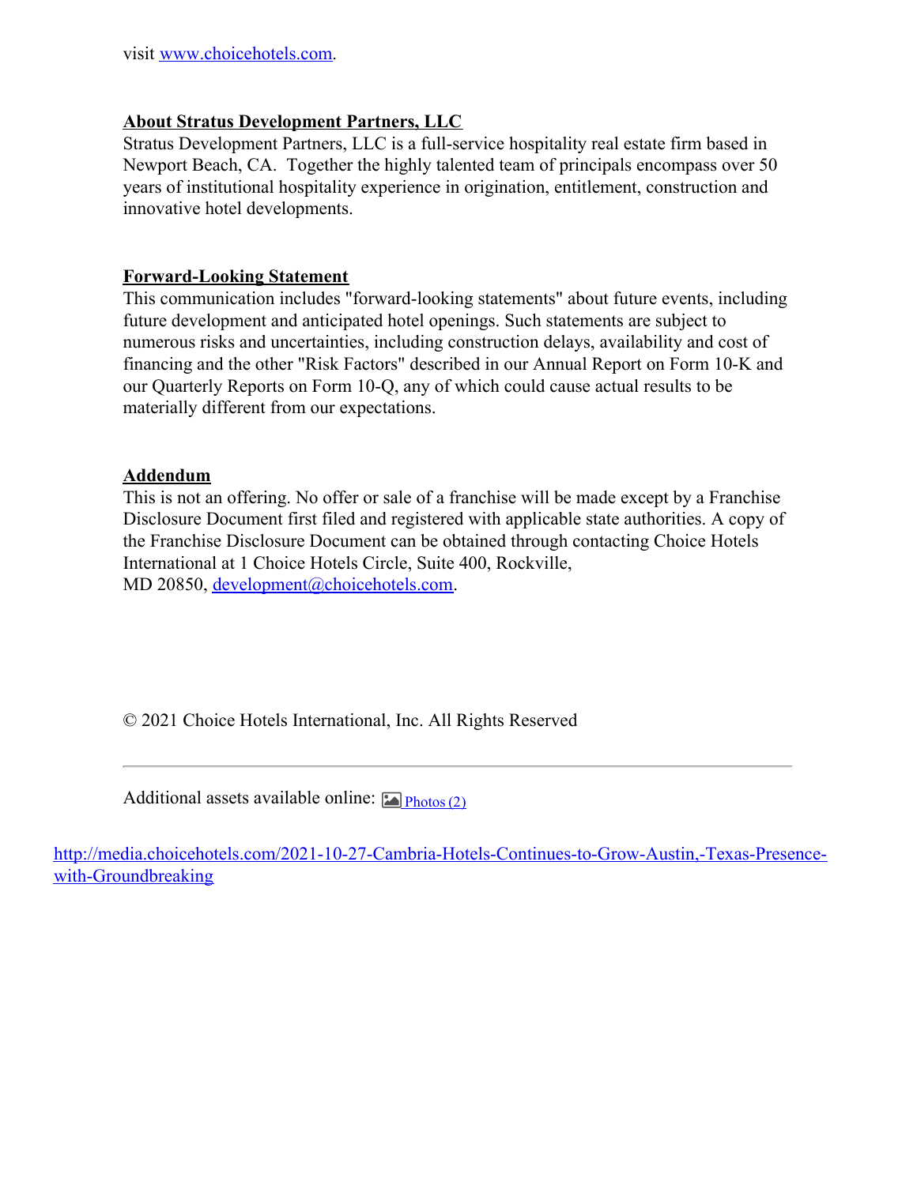visit [www.choicehotels.com](http://www.choicehotels.com).

**About Stratus Development Partners, LLC**

Stratus Development Partners, LLC is a full-service hospitality real estate firm based in Newport Beach, CA. Together the highly talented team of principals encompass over 50 years of institutional hospitality experience in origination, entitlement, construction and innovative hotel developments.

**Forward-Looking Statement**

This communication includes "forward-looking statements" about future events, including future development and anticipated hotel openings. Such statements are subject to numerous risks and uncertainties, including construction delays, availability and cost of financing and the other "Risk Factors" described in our Annual Report on Form 10-K and our Quarterly Reports on Form 10-Q, any of which could cause actual results to be materially different from our expectations.

**Addendum**

This is not an offering. No offer or sale of a franchise will be made except by a Franchise Disclosure Document first filed and registered with applicable state authorities. A copy of the Franchise Disclosure Document can be obtained through contacting Choice Hotels International at 1 Choice Hotels Circle, Suite 400, Rockville, MD 20850, [development@choicehotels.com](mailto:development@choicehotels.com).

© 2021 Choice Hotels International, Inc. All Rights Reserved

---

Additional assets available online: Photos (2)

[http://media.choicehotels.com/2021-10-27-Cambria-Hotels-Continues-to-Grow-Austin,-Texas-Presence-with-Groundbreaking](http://media.choicehotels.com/2021-10-27-Cambria-Hotels-Continues-to-Grow-Austin,-Texas-Presence-with-Groundbreaking)